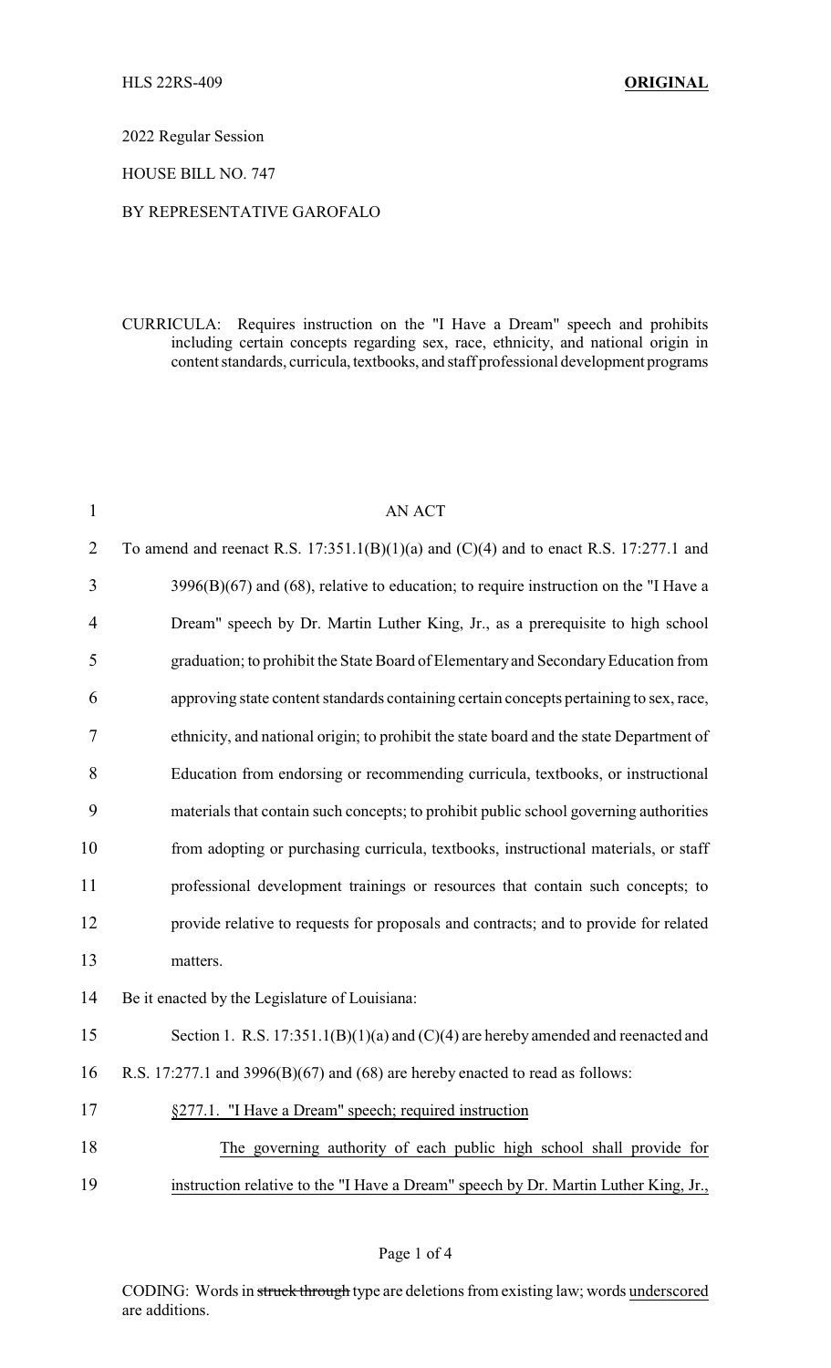HLS 22RS-409 **ORIGINAL**

2022 Regular Session

HOUSE BILL NO. 747

BY REPRESENTATIVE GAROFALO

CURRICULA: Requires instruction on the "I Have a Dream" speech and prohibits including certain concepts regarding sex, race, ethnicity, and national origin in content standards, curricula, textbooks, and staff professional development programs

AN ACT

To amend and reenact R.S. 17:351.1(B)(1)(a) and (C)(4) and to enact R.S. 17:277.1 and 3996(B)(67) and (68), relative to education; to require instruction on the "I Have a Dream" speech by Dr. Martin Luther King, Jr., as a prerequisite to high school graduation; to prohibit the State Board of Elementary and Secondary Education from approving state content standards containing certain concepts pertaining to sex, race, ethnicity, and national origin; to prohibit the state board and the state Department of Education from endorsing or recommending curricula, textbooks, or instructional materials that contain such concepts; to prohibit public school governing authorities from adopting or purchasing curricula, textbooks, instructional materials, or staff professional development trainings or resources that contain such concepts; to provide relative to requests for proposals and contracts; and to provide for related matters.

Be it enacted by the Legislature of Louisiana:

Section 1. R.S. 17:351.1(B)(1)(a) and (C)(4) are hereby amended and reenacted and R.S. 17:277.1 and 3996(B)(67) and (68) are hereby enacted to read as follows:

<u>§277.1. "I Have a Dream" speech; required instruction</u>

<u>The governing authority of each public high school shall provide for instruction relative to the "I Have a Dream" speech by Dr. Martin Luther King, Jr.,</u>

CODING: Words in ~~struck through~~ type are deletions from existing law; words <u>underscored</u> are additions.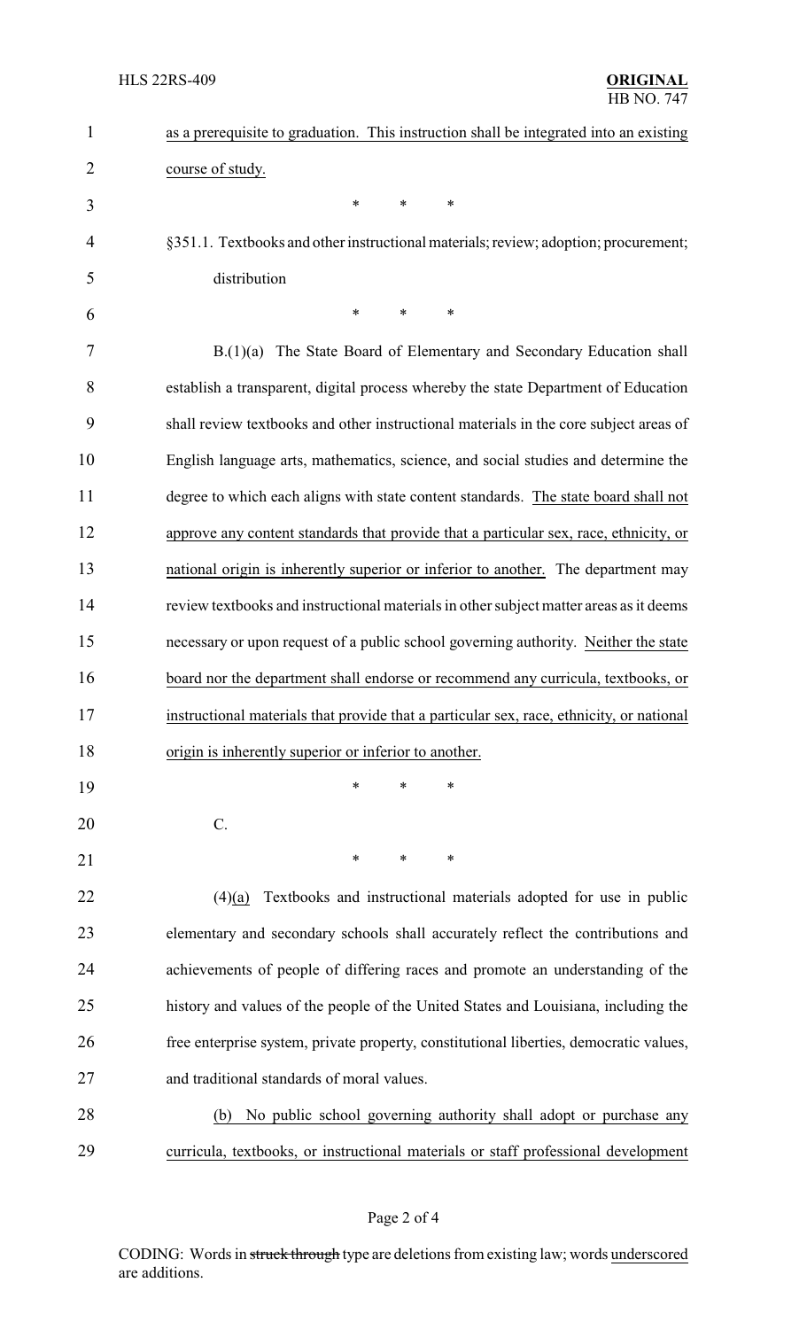as a prerequisite to graduation. This instruction shall be integrated into an existing course of study.

\* \* \*

§351.1. Textbooks and other instructional materials; review; adoption; procurement; distribution

\* \* \*

B.(1)(a) The State Board of Elementary and Secondary Education shall establish a transparent, digital process whereby the state Department of Education shall review textbooks and other instructional materials in the core subject areas of English language arts, mathematics, science, and social studies and determine the degree to which each aligns with state content standards. The state board shall not approve any content standards that provide that a particular sex, race, ethnicity, or national origin is inherently superior or inferior to another. The department may review textbooks and instructional materials in other subject matter areas as it deems necessary or upon request of a public school governing authority. Neither the state board nor the department shall endorse or recommend any curricula, textbooks, or instructional materials that provide that a particular sex, race, ethnicity, or national origin is inherently superior or inferior to another.

\* \* \*

C.

\* \* \*

(4)(a) Textbooks and instructional materials adopted for use in public elementary and secondary schools shall accurately reflect the contributions and achievements of people of differing races and promote an understanding of the history and values of the people of the United States and Louisiana, including the free enterprise system, private property, constitutional liberties, democratic values, and traditional standards of moral values.

(b) No public school governing authority shall adopt or purchase any curricula, textbooks, or instructional materials or staff professional development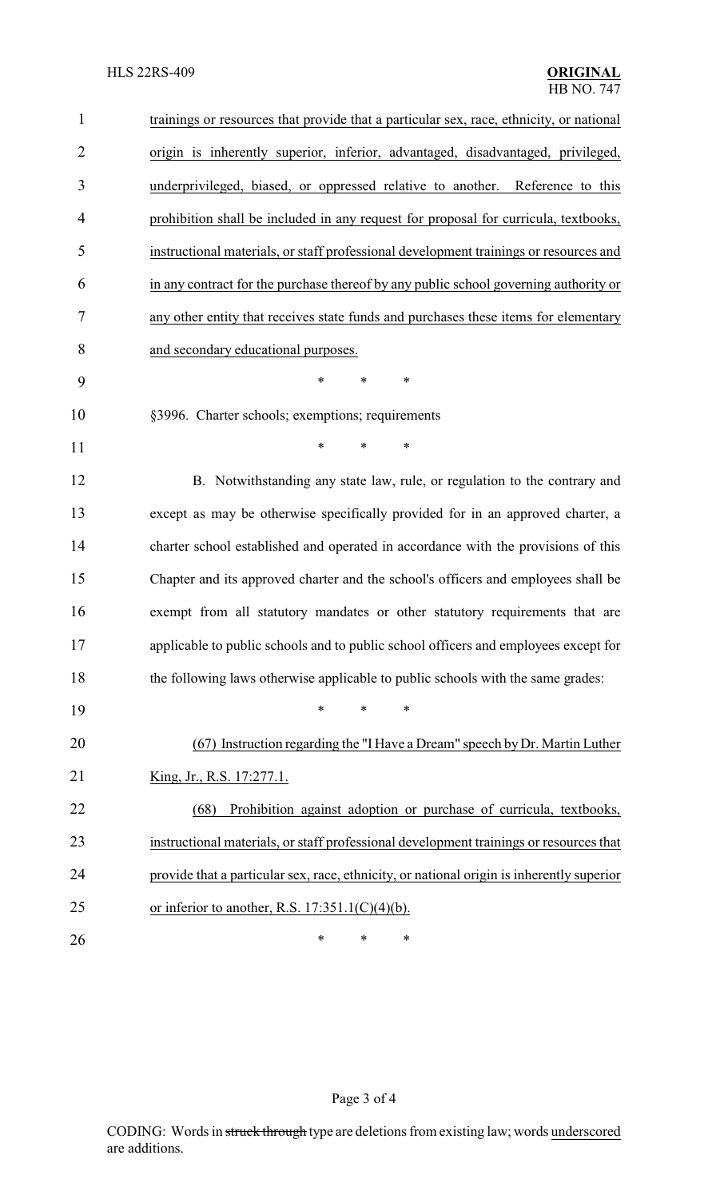trainings or resources that provide that a particular sex, race, ethnicity, or national origin is inherently superior, inferior, advantaged, disadvantaged, privileged, underprivileged, biased, or oppressed relative to another. Reference to this prohibition shall be included in any request for proposal for curricula, textbooks, instructional materials, or staff professional development trainings or resources and in any contract for the purchase thereof by any public school governing authority or any other entity that receives state funds and purchases these items for elementary and secondary educational purposes.

\* \* \*

§3996. Charter schools; exemptions; requirements

\* \* \*

B. Notwithstanding any state law, rule, or regulation to the contrary and except as may be otherwise specifically provided for in an approved charter, a charter school established and operated in accordance with the provisions of this Chapter and its approved charter and the school's officers and employees shall be exempt from all statutory mandates or other statutory requirements that are applicable to public schools and to public school officers and employees except for the following laws otherwise applicable to public schools with the same grades:

\* \* \*

(67) Instruction regarding the "I Have a Dream" speech by Dr. Martin Luther King, Jr., R.S. 17:277.1.

(68) Prohibition against adoption or purchase of curricula, textbooks, instructional materials, or staff professional development trainings or resources that provide that a particular sex, race, ethnicity, or national origin is inherently superior or inferior to another, R.S. 17:351.1(C)(4)(b).

\* \* \*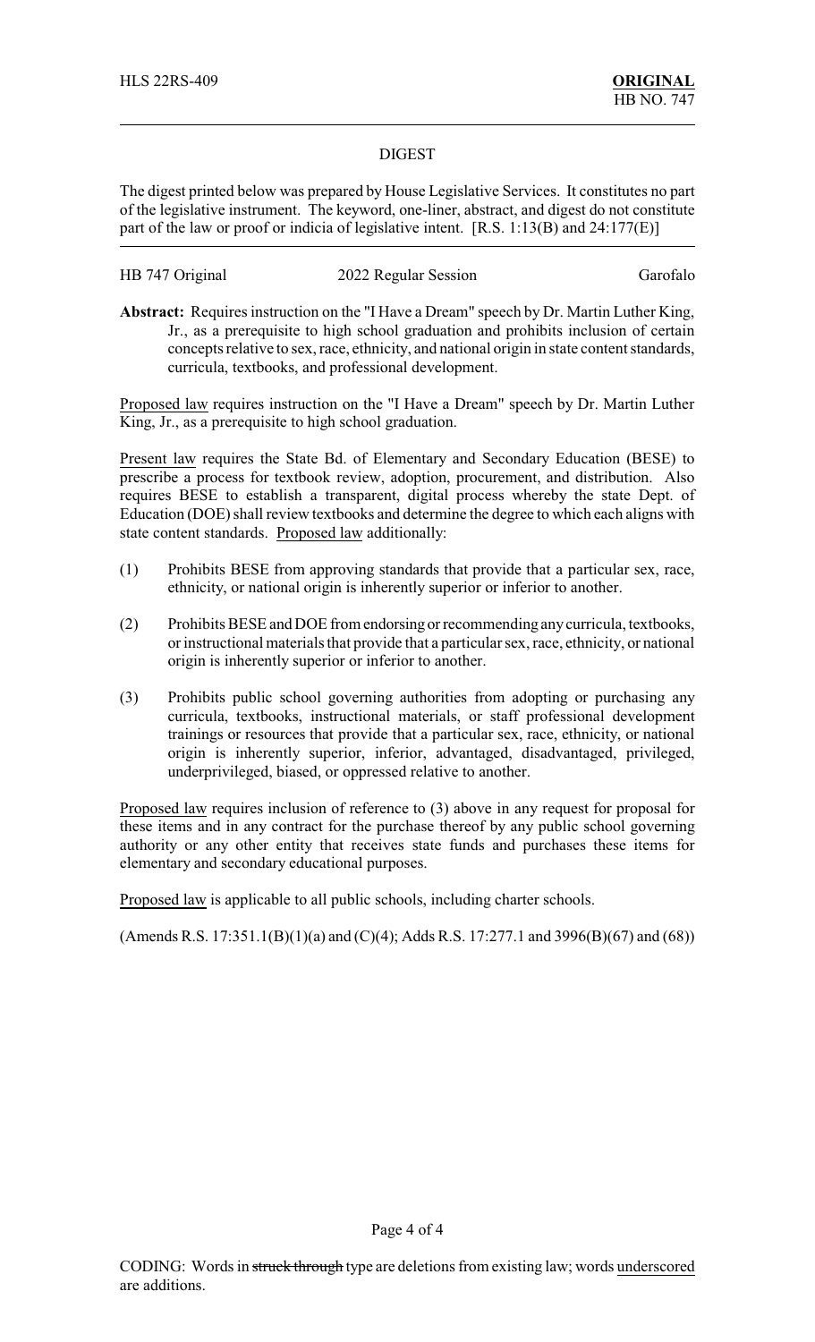HLS 22RS-409 **ORIGINAL**
HB NO. 747

## DIGEST

The digest printed below was prepared by House Legislative Services. It constitutes no part of the legislative instrument. The keyword, one-liner, abstract, and digest do not constitute part of the law or proof or indicia of legislative intent. [R.S. 1:13(B) and 24:177(E)]

HB 747 Original  2022 Regular Session  Garofalo

**Abstract:** Requires instruction on the "I Have a Dream" speech by Dr. Martin Luther King, Jr., as a prerequisite to high school graduation and prohibits inclusion of certain concepts relative to sex, race, ethnicity, and national origin in state content standards, curricula, textbooks, and professional development.

Proposed law requires instruction on the "I Have a Dream" speech by Dr. Martin Luther King, Jr., as a prerequisite to high school graduation.

Present law requires the State Bd. of Elementary and Secondary Education (BESE) to prescribe a process for textbook review, adoption, procurement, and distribution. Also requires BESE to establish a transparent, digital process whereby the state Dept. of Education (DOE) shall review textbooks and determine the degree to which each aligns with state content standards. Proposed law additionally:

(1) Prohibits BESE from approving standards that provide that a particular sex, race, ethnicity, or national origin is inherently superior or inferior to another.

(2) Prohibits BESE and DOE from endorsing or recommending any curricula, textbooks, or instructional materials that provide that a particular sex, race, ethnicity, or national origin is inherently superior or inferior to another.

(3) Prohibits public school governing authorities from adopting or purchasing any curricula, textbooks, instructional materials, or staff professional development trainings or resources that provide that a particular sex, race, ethnicity, or national origin is inherently superior, inferior, advantaged, disadvantaged, privileged, underprivileged, biased, or oppressed relative to another.

Proposed law requires inclusion of reference to (3) above in any request for proposal for these items and in any contract for the purchase thereof by any public school governing authority or any other entity that receives state funds and purchases these items for elementary and secondary educational purposes.

Proposed law is applicable to all public schools, including charter schools.

(Amends R.S. 17:351.1(B)(1)(a) and (C)(4); Adds R.S. 17:277.1 and 3996(B)(67) and (68))

CODING: Words in ~~struck through~~ type are deletions from existing law; words underscored are additions.